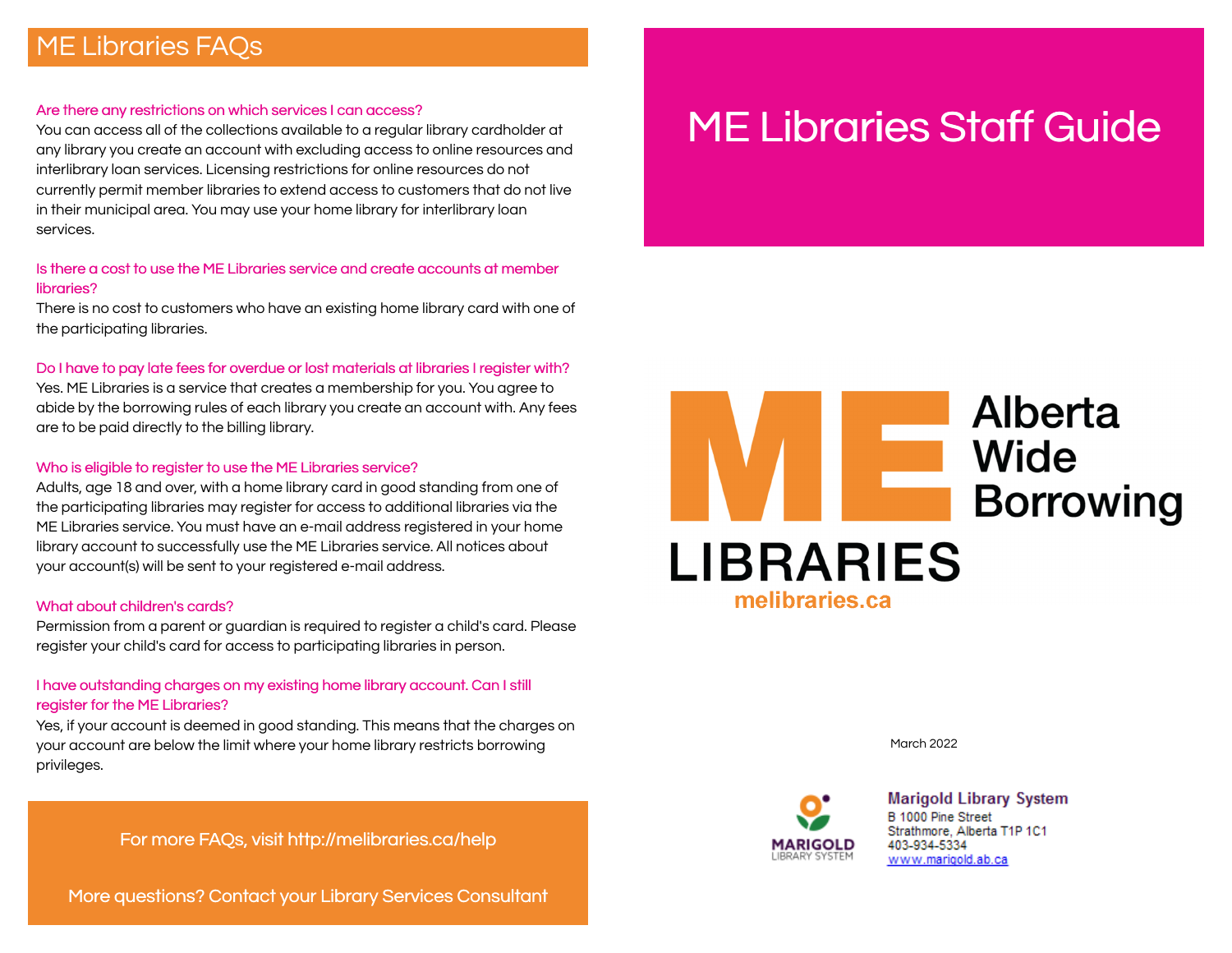# ME Libraries FAQs

**Are there any restrictions on which services I can access?**

You can access all of the collections available to a regular library cardholder at any library you create an account with excluding access to online resources and interlibrary loan services. Licensing restrictions for online resources do not currently permit member libraries to extend access to customers that do not live in their municipal area. You may use your home library for interlibrary loan services.

**Is there a cost to use the ME Libraries service and create accounts at member libraries?**

There is no cost to customers who have an existing home library card with one of the participating libraries.

**Do I have to pay late fees for overdue or lost materials at libraries I register with?**

Yes. ME Libraries is a service that creates a membership for you. You agree to abide by the borrowing rules of each library you create an account with. Any fees are to be paid directly to the billing library.

**Who is eligible to register to use the ME Libraries service?**

Adults, age 18 and over, with a home library card in good standing from one of the participating libraries may register for access to additional libraries via the ME Libraries service. You must have an e-mail address registered in your home library account to successfully use the ME Libraries service. All notices about your account(s) will be sent to your registered e-mail address.

**What about children's cards?**

Permission from a parent or guardian is required to register a child's card. Please register your child's card for access to participating libraries in person.

**I have outstanding charges on my existing home library account. Can I still register for the ME Libraries?**

Yes, if your account is deemed in good standing. This means that the charges on your account are below the limit where your home library restricts borrowing privileges.

For more FAQs, visit http://melibraries.ca/help

More questions? Contact your Library Services Consultant

# ME Libraries Staff Guide

ME LIBRARIES Alberta Wide Borrowing

melibraries.ca

March 2022

MARIGOLD LIBRARY SYSTEM

Marigold Library System
B 1000 Pine Street
Strathmore, Alberta T1P 1C1
403-934-5334
www.marigold.ab.ca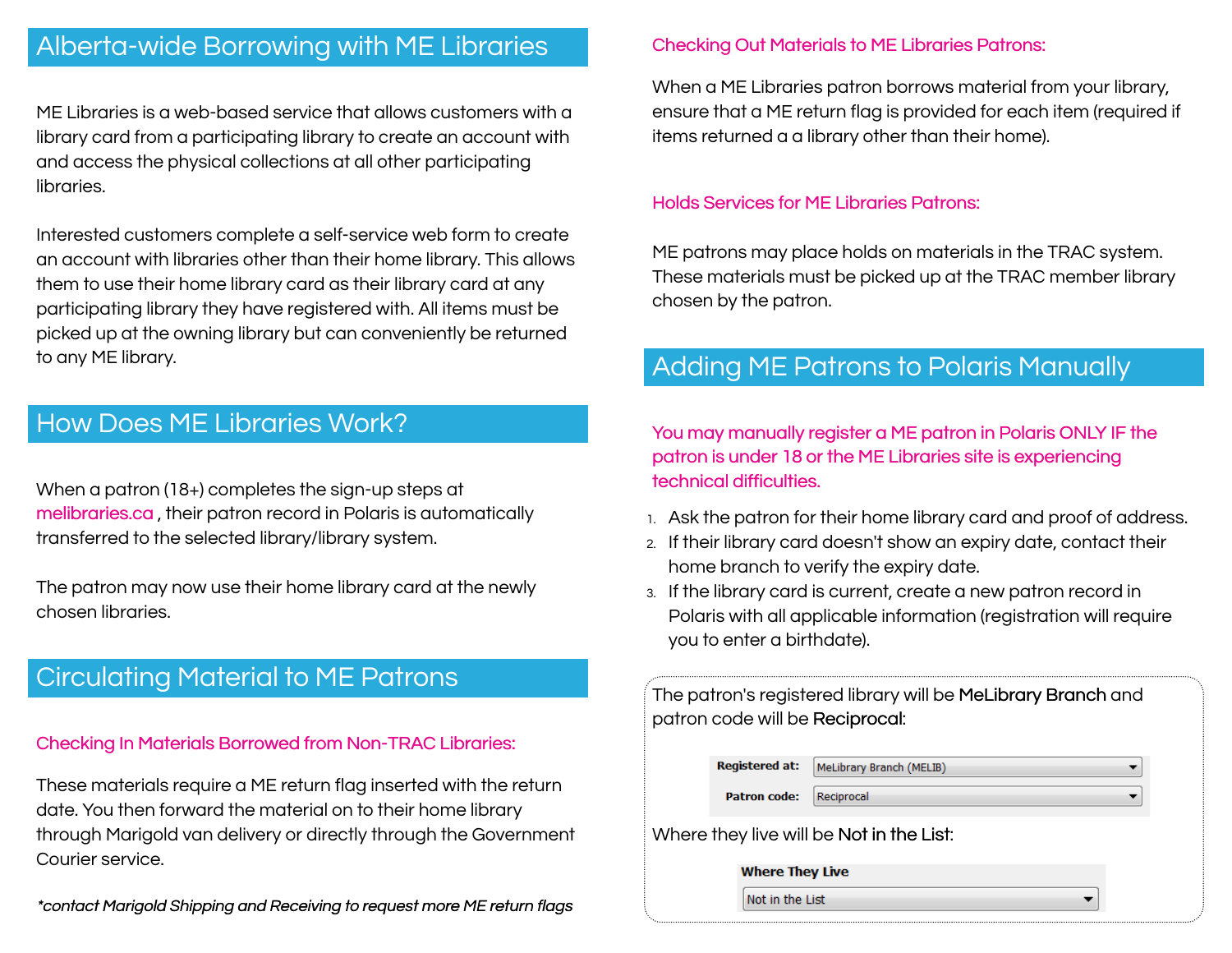## Alberta-wide Borrowing with ME Libraries

ME Libraries is a web-based service that allows customers with a library card from a participating library to create an account with and access the physical collections at all other participating libraries.

Interested customers complete a self-service web form to create an account with libraries other than their home library. This allows them to use their home library card as their library card at any participating library they have registered with. All items must be picked up at the owning library but can conveniently be returned to any ME library.

## How Does ME Libraries Work?

When a patron (18+) completes the sign-up steps at melibraries.ca , their patron record in Polaris is automatically transferred to the selected library/library system.

The patron may now use their home library card at the newly chosen libraries.

## Circulating Material to ME Patrons

### Checking In Materials Borrowed from Non-TRAC Libraries:

These materials require a ME return flag inserted with the return date. You then forward the material on to their home library through Marigold van delivery or directly through the Government Courier service.

*\*contact Marigold Shipping and Receiving to request more ME return flags*

### Checking Out Materials to ME Libraries Patrons:

When a ME Libraries patron borrows material from your library, ensure that a ME return flag is provided for each item (required if items returned a a library other than their home).

### Holds Services for ME Libraries Patrons:

ME patrons may place holds on materials in the TRAC system. These materials must be picked up at the TRAC member library chosen by the patron.

## Adding ME Patrons to Polaris Manually

**You may manually register a ME patron in Polaris ONLY IF the patron is under 18 or the ME Libraries site is experiencing technical difficulties.**

1. Ask the patron for their home library card and proof of address.
2. If their library card doesn't show an expiry date, contact their home branch to verify the expiry date.
3. If the library card is current, create a new patron record in Polaris with all applicable information (registration will require you to enter a birthdate).

The patron's registered library will be **MeLibrary Branch** and patron code will be **Reciprocal**:

Registered at: MeLibrary Branch (MELIB)
Patron code: Reciprocal

Where they live will be **Not in the List**:

Where They Live
Not in the List